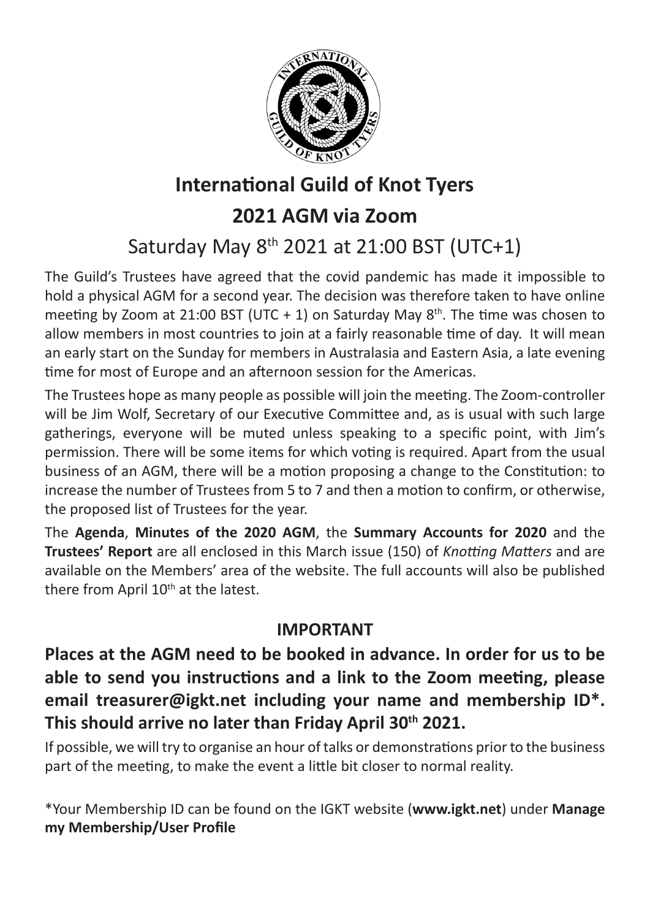# International Guild of Knot Tyers

## 2021 AGM via Zoom

### Saturday May 8th 2021 at 21:00 BST (UTC+1)

The Guild's Trustees have agreed that the covid pandemic has made it impossible to hold a physical AGM for a second year. The decision was therefore taken to have online meeting by Zoom at 21:00 BST (UTC + 1) on Saturday May 8th. The time was chosen to allow members in most countries to join at a fairly reasonable time of day. It will mean an early start on the Sunday for members in Australasia and Eastern Asia, a late evening time for most of Europe and an afternoon session for the Americas.

The Trustees hope as many people as possible will join the meeting. The Zoom-controller will be Jim Wolf, Secretary of our Executive Committee and, as is usual with such large gatherings, everyone will be muted unless speaking to a specific point, with Jim's permission. There will be some items for which voting is required. Apart from the usual business of an AGM, there will be a motion proposing a change to the Constitution: to increase the number of Trustees from 5 to 7 and then a motion to confirm, or otherwise, the proposed list of Trustees for the year.

The **Agenda**, **Minutes of the 2020 AGM**, the **Summary Accounts for 2020** and the **Trustees' Report** are all enclosed in this March issue (150) of *Knotting Matters* and are available on the Members' area of the website. The full accounts will also be published there from April 10th at the latest.

### IMPORTANT

**Places at the AGM need to be booked in advance. In order for us to be able to send you instructions and a link to the Zoom meeting, please email treasurer@igkt.net including your name and membership ID*. This should arrive no later than Friday April 30th 2021.**

If possible, we will try to organise an hour of talks or demonstrations prior to the business part of the meeting, to make the event a little bit closer to normal reality.

*Your Membership ID can be found on the IGKT website (**www.igkt.net**) under **Manage my Membership/User Profile**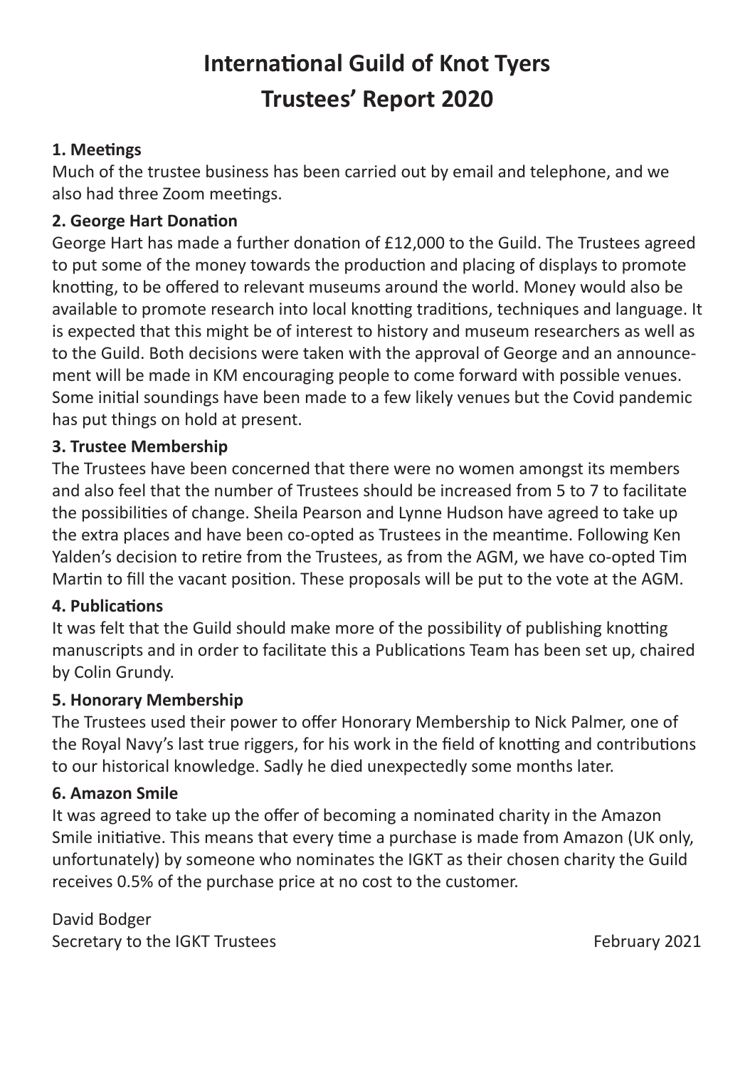# International Guild of Knot Tyers
# Trustees' Report 2020

**1. Meetings**

Much of the trustee business has been carried out by email and telephone, and we also had three Zoom meetings.

**2. George Hart Donation**

George Hart has made a further donation of £12,000 to the Guild. The Trustees agreed to put some of the money towards the production and placing of displays to promote knotting, to be offered to relevant museums around the world. Money would also be available to promote research into local knotting traditions, techniques and language. It is expected that this might be of interest to history and museum researchers as well as to the Guild. Both decisions were taken with the approval of George and an announcement will be made in KM encouraging people to come forward with possible venues. Some initial soundings have been made to a few likely venues but the Covid pandemic has put things on hold at present.

**3. Trustee Membership**

The Trustees have been concerned that there were no women amongst its members and also feel that the number of Trustees should be increased from 5 to 7 to facilitate the possibilities of change. Sheila Pearson and Lynne Hudson have agreed to take up the extra places and have been co-opted as Trustees in the meantime. Following Ken Yalden's decision to retire from the Trustees, as from the AGM, we have co-opted Tim Martin to fill the vacant position. These proposals will be put to the vote at the AGM.

**4. Publications**

It was felt that the Guild should make more of the possibility of publishing knotting manuscripts and in order to facilitate this a Publications Team has been set up, chaired by Colin Grundy.

**5. Honorary Membership**

The Trustees used their power to offer Honorary Membership to Nick Palmer, one of the Royal Navy's last true riggers, for his work in the field of knotting and contributions to our historical knowledge. Sadly he died unexpectedly some months later.

**6. Amazon Smile**

It was agreed to take up the offer of becoming a nominated charity in the Amazon Smile initiative. This means that every time a purchase is made from Amazon (UK only, unfortunately) by someone who nominates the IGKT as their chosen charity the Guild receives 0.5% of the purchase price at no cost to the customer.

David Bodger
Secretary to the IGKT Trustees

February 2021